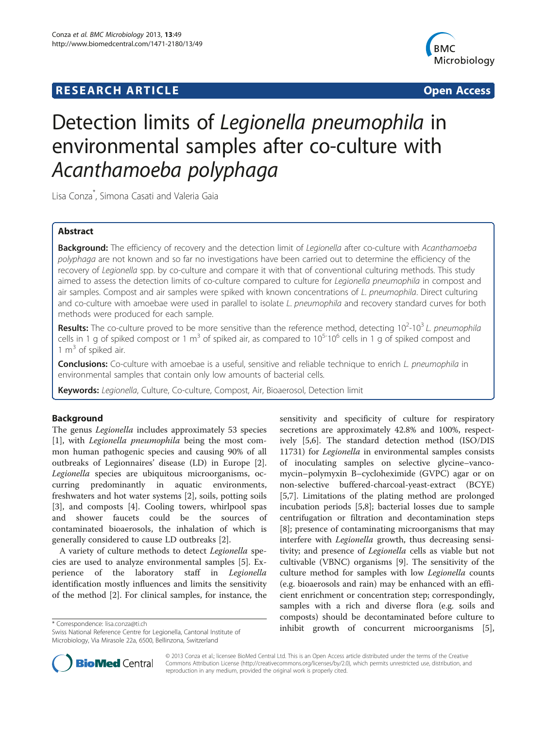RESEARCH ARTICLE Open Access

# Detection limits of *Legionella pneumophila* in environmental samples after co-culture with *Acanthamoeba polyphaga*

Lisa Conza*, Simona Casati and Valeria Gaia

## Abstract

**Background:** The efficiency of recovery and the detection limit of *Legionella* after co-culture with *Acanthamoeba polyphaga* are not known and so far no investigations have been carried out to determine the efficiency of the recovery of *Legionella* spp. by co-culture and compare it with that of conventional culturing methods. This study aimed to assess the detection limits of co-culture compared to culture for *Legionella pneumophila* in compost and air samples. Compost and air samples were spiked with known concentrations of *L. pneumophila*. Direct culturing and co-culture with amoebae were used in parallel to isolate *L. pneumophila* and recovery standard curves for both methods were produced for each sample.

**Results:** The co-culture proved to be more sensitive than the reference method, detecting $10^2$-$10^3$ *L. pneumophila* cells in 1 g of spiked compost or 1 $m^3$ of spiked air, as compared to $10^5$-$10^6$ cells in 1 g of spiked compost and 1 $m^3$ of spiked air.

**Conclusions:** Co-culture with amoebae is a useful, sensitive and reliable technique to enrich *L. pneumophila* in environmental samples that contain only low amounts of bacterial cells.

**Keywords:** *Legionella*, Culture, Co-culture, Compost, Air, Bioaerosol, Detection limit

## Background

The genus *Legionella* includes approximately 53 species [1], with *Legionella pneumophila* being the most common human pathogenic species and causing 90% of all outbreaks of Legionnaires' disease (LD) in Europe [2]. *Legionella* species are ubiquitous microorganisms, occurring predominantly in aquatic environments, freshwaters and hot water systems [2], soils, potting soils [3], and composts [4]. Cooling towers, whirlpool spas and shower faucets could be the sources of contaminated bioaerosols, the inhalation of which is generally considered to cause LD outbreaks [2].

A variety of culture methods to detect *Legionella* species are used to analyze environmental samples [5]. Experience of the laboratory staff in *Legionella* identification mostly influences and limits the sensitivity of the method [2]. For clinical samples, for instance, the sensitivity and specificity of culture for respiratory secretions are approximately 42.8% and 100%, respectively [5,6]. The standard detection method (ISO/DIS 11731) for *Legionella* in environmental samples consists of inoculating samples on selective glycine–vancomycin–polymyxin B–cycloheximide (GVPC) agar or on non-selective buffered-charcoal-yeast-extract (BCYE) [5,7]. Limitations of the plating method are prolonged incubation periods [5,8]; bacterial losses due to sample centrifugation or filtration and decontamination steps [8]; presence of contaminating microorganisms that may interfere with *Legionella* growth, thus decreasing sensitivity; and presence of *Legionella* cells as viable but not cultivable (VBNC) organisms [9]. The sensitivity of the culture method for samples with low *Legionella* counts (e.g. bioaerosols and rain) may be enhanced with an efficient enrichment or concentration step; correspondingly, samples with a rich and diverse flora (e.g. soils and composts) should be decontaminated before culture to inhibit growth of concurrent microorganisms [5],

\* Correspondence: lisa.conza@ti.ch
Swiss National Reference Centre for Legionella, Cantonal Institute of Microbiology, Via Mirasole 22a, 6500, Bellinzona, Switzerland

© 2013 Conza et al.; licensee BioMed Central Ltd. This is an Open Access article distributed under the terms of the Creative Commons Attribution License (http://creativecommons.org/licenses/by/2.0), which permits unrestricted use, distribution, and reproduction in any medium, provided the original work is properly cited.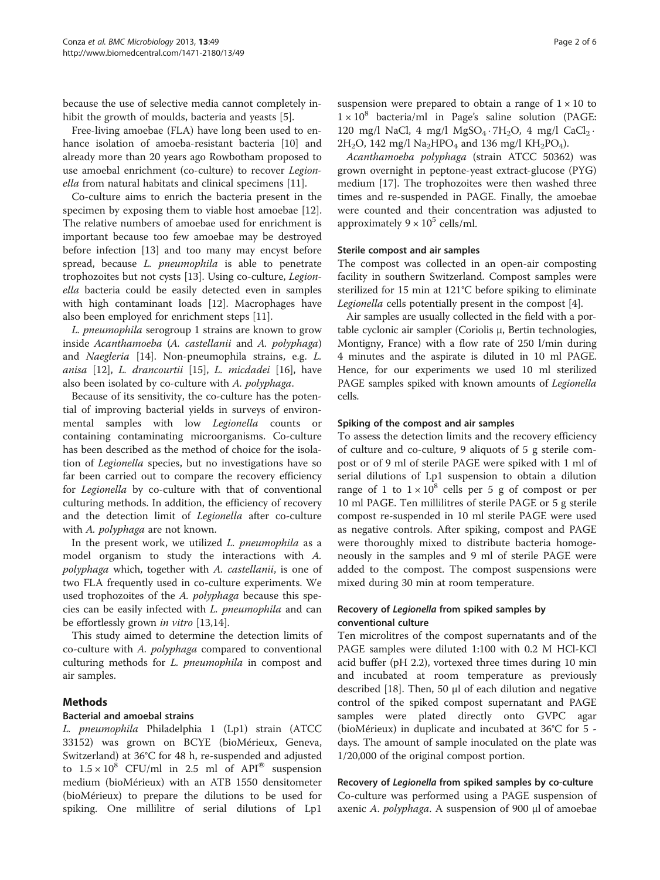because the use of selective media cannot completely inhibit the growth of moulds, bacteria and yeasts [5].

Free-living amoebae (FLA) have long been used to enhance isolation of amoeba-resistant bacteria [10] and already more than 20 years ago Rowbotham proposed to use amoebal enrichment (co-culture) to recover *Legionella* from natural habitats and clinical specimens [11].

Co-culture aims to enrich the bacteria present in the specimen by exposing them to viable host amoebae [12]. The relative numbers of amoebae used for enrichment is important because too few amoebae may be destroyed before infection [13] and too many may encyst before spread, because *L. pneumophila* is able to penetrate trophozoites but not cysts [13]. Using co-culture, *Legionella* bacteria could be easily detected even in samples with high contaminant loads [12]. Macrophages have also been employed for enrichment steps [11].

*L. pneumophila* serogroup 1 strains are known to grow inside *Acanthamoeba* (*A. castellanii* and *A. polyphaga*) and *Naegleria* [14]. Non-pneumophila strains, e.g. *L. anisa* [12], *L. drancourtii* [15], *L. micdadei* [16], have also been isolated by co-culture with *A. polyphaga*.

Because of its sensitivity, the co-culture has the potential of improving bacterial yields in surveys of environmental samples with low *Legionella* counts or containing contaminating microorganisms. Co-culture has been described as the method of choice for the isolation of *Legionella* species, but no investigations have so far been carried out to compare the recovery efficiency for *Legionella* by co-culture with that of conventional culturing methods. In addition, the efficiency of recovery and the detection limit of *Legionella* after co-culture with *A. polyphaga* are not known.

In the present work, we utilized *L. pneumophila* as a model organism to study the interactions with *A. polyphaga* which, together with *A. castellanii*, is one of two FLA frequently used in co-culture experiments. We used trophozoites of the *A. polyphaga* because this species can be easily infected with *L. pneumophila* and can be effortlessly grown *in vitro* [13,14].

This study aimed to determine the detection limits of co-culture with *A. polyphaga* compared to conventional culturing methods for *L. pneumophila* in compost and air samples.

## Methods

### Bacterial and amoebal strains

*L. pneumophila* Philadelphia 1 (Lp1) strain (ATCC 33152) was grown on BCYE (bioMérieux, Geneva, Switzerland) at 36°C for 48 h, re-suspended and adjusted to $1.5 \times 10^8$ CFU/ml in 2.5 ml of API® suspension medium (bioMérieux) with an ATB 1550 densitometer (bioMérieux) to prepare the dilutions to be used for spiking. One millilitre of serial dilutions of Lp1 suspension were prepared to obtain a range of $1 \times 10$ to $1 \times 10^8$ bacteria/ml in Page's saline solution (PAGE: 120 mg/l NaCl, 4 mg/l $MgSO_4 \cdot 7H_2O$, 4 mg/l $CaCl_2 \cdot 2H_2O$, 142 mg/l $Na_2HPO_4$ and 136 mg/l $KH_2PO_4$).

*Acanthamoeba polyphaga* (strain ATCC 50362) was grown overnight in peptone-yeast extract-glucose (PYG) medium [17]. The trophozoites were then washed three times and re-suspended in PAGE. Finally, the amoebae were counted and their concentration was adjusted to approximately $9 \times 10^5$ cells/ml.

### Sterile compost and air samples

The compost was collected in an open-air composting facility in southern Switzerland. Compost samples were sterilized for 15 min at 121°C before spiking to eliminate *Legionella* cells potentially present in the compost [4].

Air samples are usually collected in the field with a portable cyclonic air sampler (Coriolis μ, Bertin technologies, Montigny, France) with a flow rate of 250 l/min during 4 minutes and the aspirate is diluted in 10 ml PAGE. Hence, for our experiments we used 10 ml sterilized PAGE samples spiked with known amounts of *Legionella* cells.

### Spiking of the compost and air samples

To assess the detection limits and the recovery efficiency of culture and co-culture, 9 aliquots of 5 g sterile compost or of 9 ml of sterile PAGE were spiked with 1 ml of serial dilutions of Lp1 suspension to obtain a dilution range of 1 to $1 \times 10^8$ cells per 5 g of compost or per 10 ml PAGE. Ten millilitres of sterile PAGE or 5 g sterile compost re-suspended in 10 ml sterile PAGE were used as negative controls. After spiking, compost and PAGE were thoroughly mixed to distribute bacteria homogeneously in the samples and 9 ml of sterile PAGE were added to the compost. The compost suspensions were mixed during 30 min at room temperature.

### Recovery of *Legionella* from spiked samples by conventional culture

Ten microlitres of the compost supernatants and of the PAGE samples were diluted 1:100 with 0.2 M HCl-KCl acid buffer (pH 2.2), vortexed three times during 10 min and incubated at room temperature as previously described [18]. Then, 50 μl of each dilution and negative control of the spiked compost supernatant and PAGE samples were plated directly onto GVPC agar (bioMérieux) in duplicate and incubated at 36°C for 5 - days. The amount of sample inoculated on the plate was 1/20,000 of the original compost portion.

### Recovery of *Legionella* from spiked samples by co-culture

Co-culture was performed using a PAGE suspension of axenic *A. polyphaga*. A suspension of 900 μl of amoebae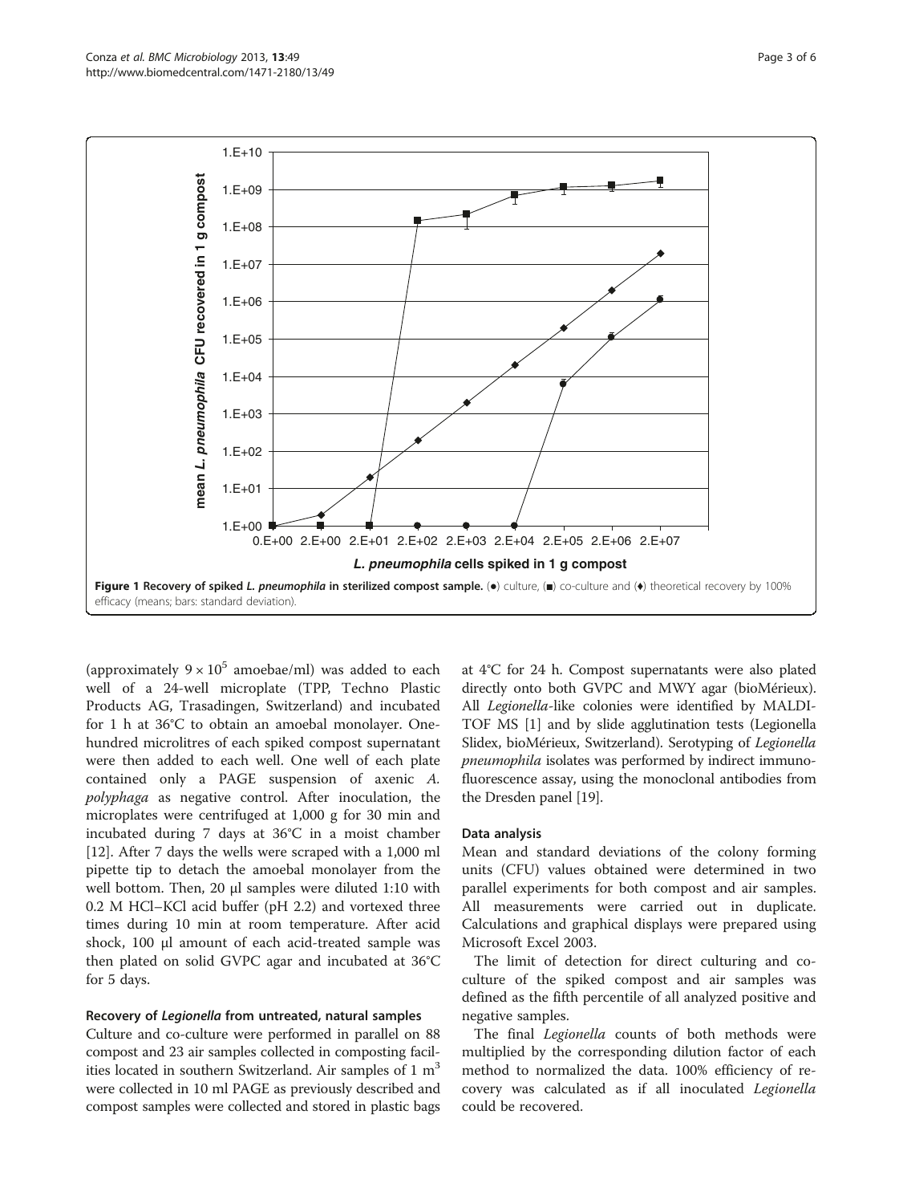**Figure 1 Recovery of spiked *L. pneumophila* in sterilized compost sample.** (●) culture, (■) co-culture and (♦) theoretical recovery by 100% efficacy (means; bars: standard deviation).

(approximately $9 \times 10^5$ amoebae/ml) was added to each well of a 24-well microplate (TPP, Techno Plastic Products AG, Trasadingen, Switzerland) and incubated for 1 h at 36°C to obtain an amoebal monolayer. One-hundred microlitres of each spiked compost supernatant were then added to each well. One well of each plate contained only a PAGE suspension of axenic *A. polyphaga* as negative control. After inoculation, the microplates were centrifuged at 1,000 g for 30 min and incubated during 7 days at 36°C in a moist chamber [12]. After 7 days the wells were scraped with a 1,000 ml pipette tip to detach the amoebal monolayer from the well bottom. Then, 20 μl samples were diluted 1:10 with 0.2 M HCl–KCl acid buffer (pH 2.2) and vortexed three times during 10 min at room temperature. After acid shock, 100 μl amount of each acid-treated sample was then plated on solid GVPC agar and incubated at 36°C for 5 days.

### Recovery of *Legionella* from untreated, natural samples

Culture and co-culture were performed in parallel on 88 compost and 23 air samples collected in composting facilities located in southern Switzerland. Air samples of 1 $m^3$ were collected in 10 ml PAGE as previously described and compost samples were collected and stored in plastic bags at 4°C for 24 h. Compost supernatants were also plated directly onto both GVPC and MWY agar (bioMérieux). All *Legionella*-like colonies were identified by MALDI-TOF MS [1] and by slide agglutination tests (Legionella Slidex, bioMérieux, Switzerland). Serotyping of *Legionella pneumophila* isolates was performed by indirect immunofluorescence assay, using the monoclonal antibodies from the Dresden panel [19].

### Data analysis

Mean and standard deviations of the colony forming units (CFU) values obtained were determined in two parallel experiments for both compost and air samples. All measurements were carried out in duplicate. Calculations and graphical displays were prepared using Microsoft Excel 2003.

The limit of detection for direct culturing and co-culture of the spiked compost and air samples was defined as the fifth percentile of all analyzed positive and negative samples.

The final *Legionella* counts of both methods were multiplied by the corresponding dilution factor of each method to normalized the data. 100% efficiency of recovery was calculated as if all inoculated *Legionella* could be recovered.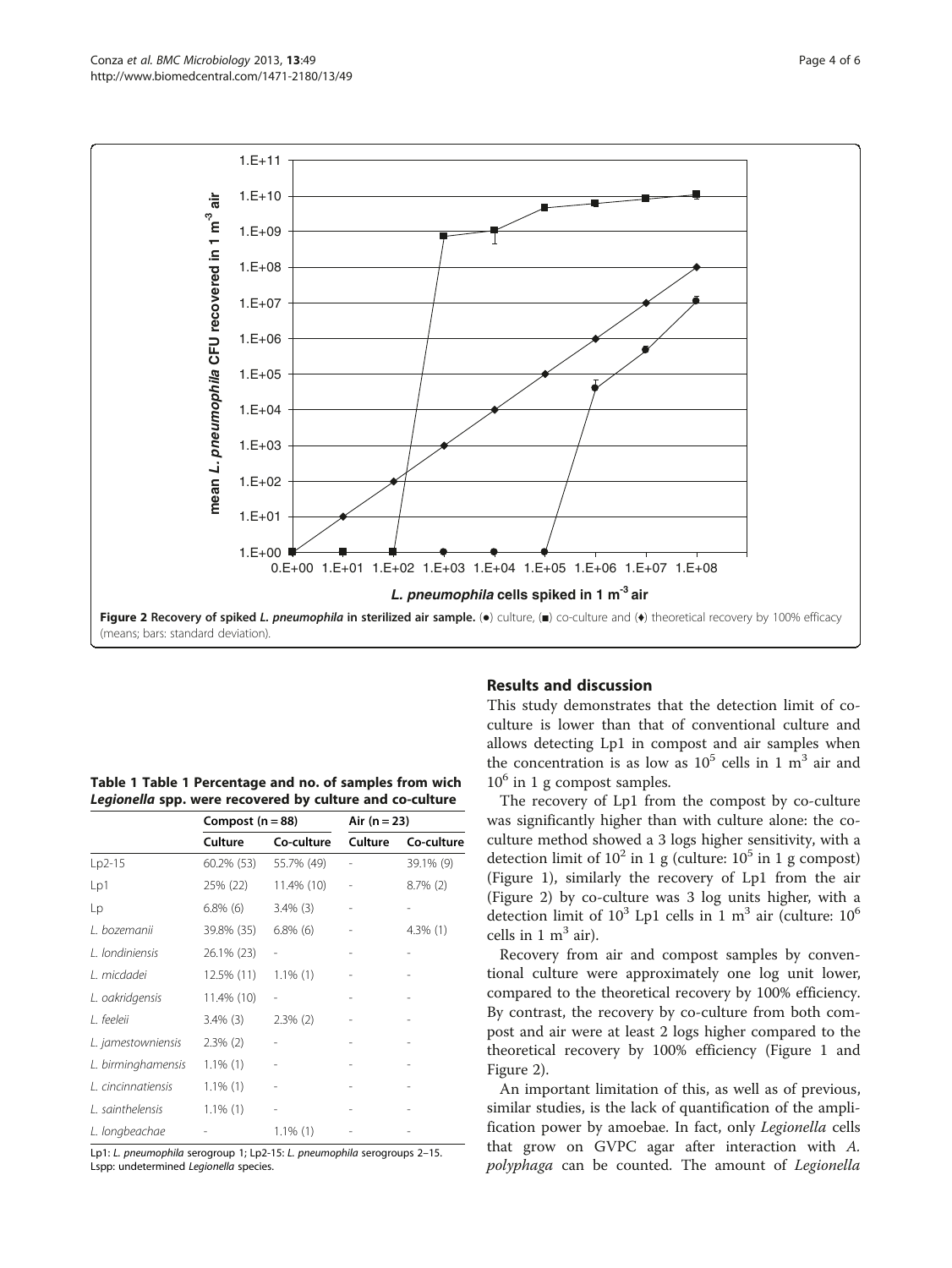Figure 2 Recovery of spiked *L. pneumophila* in sterilized air sample. (●) culture, (■) co-culture and (♦) theoretical recovery by 100% efficacy (means; bars: standard deviation).

**Table 1 Table 1 Percentage and no. of samples from wich *Legionella* spp. were recovered by culture and co-culture**

| | Compost (n = 88) | | Air (n = 23) | |
|---|---|---|---|---|
| | Culture | Co-culture | Culture | Co-culture |
| Lp2-15 | 60.2% (53) | 55.7% (49) | - | 39.1% (9) |
| Lp1 | 25% (22) | 11.4% (10) | - | 8.7% (2) |
| Lp | 6.8% (6) | 3.4% (3) | - | - |
| *L. bozemanii* | 39.8% (35) | 6.8% (6) | - | 4.3% (1) |
| *L. londiniensis* | 26.1% (23) | - | - | - |
| *L. micdadei* | 12.5% (11) | 1.1% (1) | - | - |
| *L. oakridgensis* | 11.4% (10) | - | - | - |
| *L. feeleii* | 3.4% (3) | 2.3% (2) | - | - |
| *L. jamestowniensis* | 2.3% (2) | - | - | - |
| *L. birminghamensis* | 1.1% (1) | - | - | - |
| *L. cincinnatiensis* | 1.1% (1) | - | - | - |
| *L. sainthelensis* | 1.1% (1) | - | - | - |
| *L. longbeachae* | - | 1.1% (1) | - | - |

Lp1: *L. pneumophila* serogroup 1; Lp2-15: *L. pneumophila* serogroups 2–15. Lspp: undetermined *Legionella* species.

## Results and discussion

This study demonstrates that the detection limit of co-culture is lower than that of conventional culture and allows detecting Lp1 in compost and air samples when the concentration is as low as $10^5$ cells in 1 $m^3$ air and $10^6$ in 1 g compost samples.

The recovery of Lp1 from the compost by co-culture was significantly higher than with culture alone: the co-culture method showed a 3 logs higher sensitivity, with a detection limit of $10^2$ in 1 g (culture: $10^5$ in 1 g compost) (Figure 1), similarly the recovery of Lp1 from the air (Figure 2) by co-culture was 3 log units higher, with a detection limit of $10^3$ Lp1 cells in 1 $m^3$ air (culture: $10^6$ cells in 1 $m^3$ air).

Recovery from air and compost samples by conventional culture were approximately one log unit lower, compared to the theoretical recovery by 100% efficiency. By contrast, the recovery by co-culture from both compost and air were at least 2 logs higher compared to the theoretical recovery by 100% efficiency (Figure 1 and Figure 2).

An important limitation of this, as well as of previous, similar studies, is the lack of quantification of the amplification power by amoebae. In fact, only *Legionella* cells that grow on GVPC agar after interaction with *A. polyphaga* can be counted. The amount of *Legionella*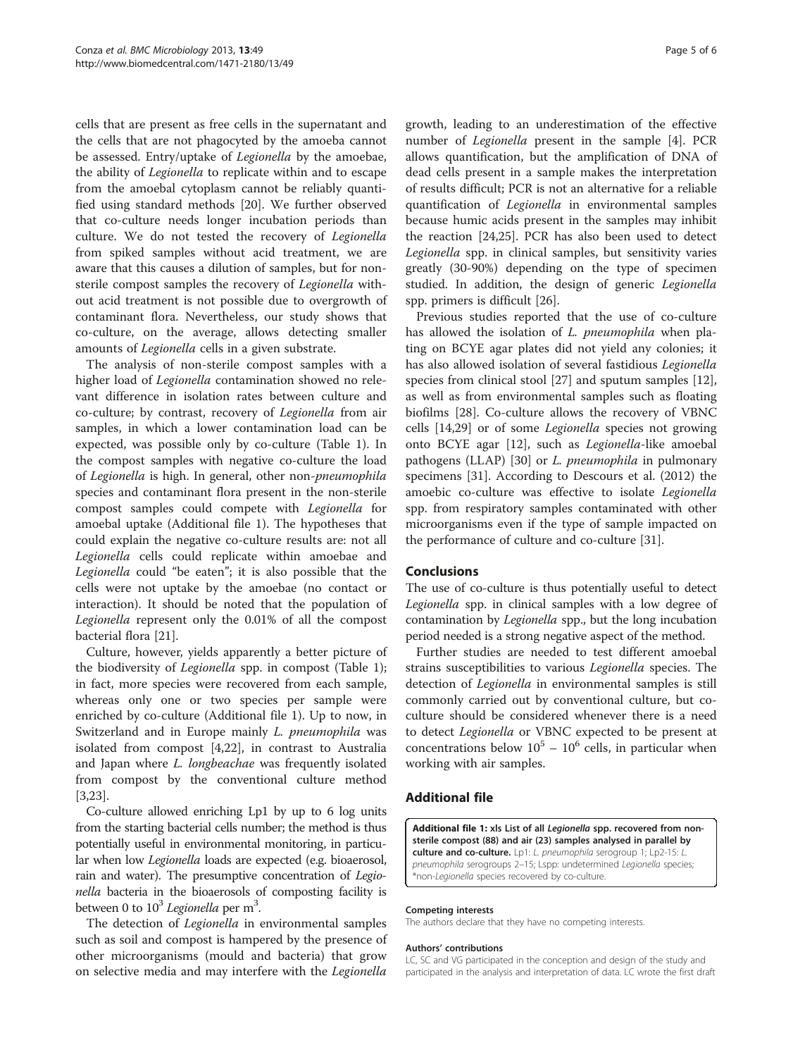cells that are present as free cells in the supernatant and the cells that are not phagocyted by the amoeba cannot be assessed. Entry/uptake of *Legionella* by the amoebae, the ability of *Legionella* to replicate within and to escape from the amoebal cytoplasm cannot be reliably quantified using standard methods [20]. We further observed that co-culture needs longer incubation periods than culture. We do not tested the recovery of *Legionella* from spiked samples without acid treatment, we are aware that this causes a dilution of samples, but for non-sterile compost samples the recovery of *Legionella* without acid treatment is not possible due to overgrowth of contaminant flora. Nevertheless, our study shows that co-culture, on the average, allows detecting smaller amounts of *Legionella* cells in a given substrate.

The analysis of non-sterile compost samples with a higher load of *Legionella* contamination showed no relevant difference in isolation rates between culture and co-culture; by contrast, recovery of *Legionella* from air samples, in which a lower contamination load can be expected, was possible only by co-culture (Table 1). In the compost samples with negative co-culture the load of *Legionella* is high. In general, other non-*pneumophila* species and contaminant flora present in the non-sterile compost samples could compete with *Legionella* for amoebal uptake (Additional file 1). The hypotheses that could explain the negative co-culture results are: not all *Legionella* cells could replicate within amoebae and *Legionella* could "be eaten"; it is also possible that the cells were not uptake by the amoebae (no contact or interaction). It should be noted that the population of *Legionella* represent only the 0.01% of all the compost bacterial flora [21].

Culture, however, yields apparently a better picture of the biodiversity of *Legionella* spp. in compost (Table 1); in fact, more species were recovered from each sample, whereas only one or two species per sample were enriched by co-culture (Additional file 1). Up to now, in Switzerland and in Europe mainly *L. pneumophila* was isolated from compost [4,22], in contrast to Australia and Japan where *L. longbeachae* was frequently isolated from compost by the conventional culture method [3,23].

Co-culture allowed enriching Lp1 by up to 6 log units from the starting bacterial cells number; the method is thus potentially useful in environmental monitoring, in particular when low *Legionella* loads are expected (e.g. bioaerosol, rain and water). The presumptive concentration of *Legionella* bacteria in the bioaerosols of composting facility is between 0 to $10^3$ *Legionella* per $m^3$.

The detection of *Legionella* in environmental samples such as soil and compost is hampered by the presence of other microorganisms (mould and bacteria) that grow on selective media and may interfere with the *Legionella* growth, leading to an underestimation of the effective number of *Legionella* present in the sample [4]. PCR allows quantification, but the amplification of DNA of dead cells present in a sample makes the interpretation of results difficult; PCR is not an alternative for a reliable quantification of *Legionella* in environmental samples because humic acids present in the samples may inhibit the reaction [24,25]. PCR has also been used to detect *Legionella* spp. in clinical samples, but sensitivity varies greatly (30-90%) depending on the type of specimen studied. In addition, the design of generic *Legionella* spp. primers is difficult [26].

Previous studies reported that the use of co-culture has allowed the isolation of *L. pneumophila* when plating on BCYE agar plates did not yield any colonies; it has also allowed isolation of several fastidious *Legionella* species from clinical stool [27] and sputum samples [12], as well as from environmental samples such as floating biofilms [28]. Co-culture allows the recovery of VBNC cells [14,29] or of some *Legionella* species not growing onto BCYE agar [12], such as *Legionella*-like amoebal pathogens (LLAP) [30] or *L. pneumophila* in pulmonary specimens [31]. According to Descours et al. (2012) the amoebic co-culture was effective to isolate *Legionella* spp. from respiratory samples contaminated with other microorganisms even if the type of sample impacted on the performance of culture and co-culture [31].

## Conclusions

The use of co-culture is thus potentially useful to detect *Legionella* spp. in clinical samples with a low degree of contamination by *Legionella* spp., but the long incubation period needed is a strong negative aspect of the method.

Further studies are needed to test different amoebal strains susceptibilities to various *Legionella* species. The detection of *Legionella* in environmental samples is still commonly carried out by conventional culture, but co-culture should be considered whenever there is a need to detect *Legionella* or VBNC expected to be present at concentrations below $10^5$ – $10^6$ cells, in particular when working with air samples.

## Additional file

**Additional file 1: xls List of all *Legionella* spp. recovered from non-sterile compost (88) and air (23) samples analysed in parallel by culture and co-culture.** Lp1: *L. pneumophila* serogroup 1; Lp2-15: *L. pneumophila* serogroups 2–15; Lspp: undetermined *Legionella* species; *non-*Legionella* species recovered by co-culture.

#### Competing interests

The authors declare that they have no competing interests.

#### Authors' contributions

LC, SC and VG participated in the conception and design of the study and participated in the analysis and interpretation of data. LC wrote the first draft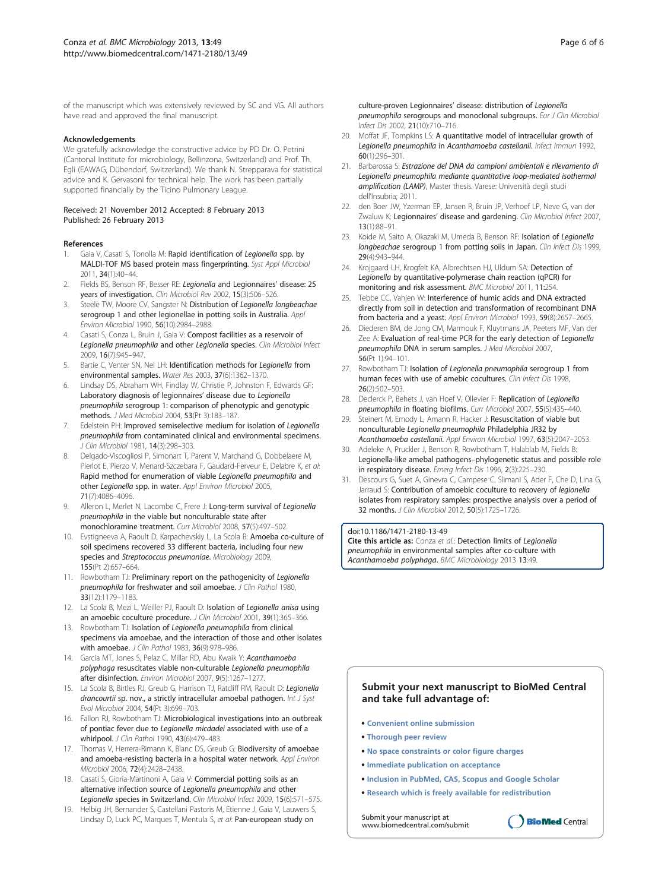of the manuscript which was extensively reviewed by SC and VG. All authors have read and approved the final manuscript.

### Acknowledgements

We gratefully acknowledge the constructive advice by PD Dr. O. Petrini (Cantonal Institute for microbiology, Bellinzona, Switzerland) and Prof. Th. Egli (EAWAG, Dübendorf, Switzerland). We thank N. Strepparava for statistical advice and K. Gervasoni for technical help. The work has been partially supported financially by the Ticino Pulmonary League.

Received: 21 November 2012 Accepted: 8 February 2013
Published: 26 February 2013

### References

1. Gaia V, Casati S, Tonolla M: **Rapid identification of *Legionella* spp. by MALDI-TOF MS based protein mass fingerprinting.** *Syst Appl Microbiol* 2011, **34**(1):40–44.
2. Fields BS, Benson RF, Besser RE: ***Legionella* and Legionnaires' disease: 25 years of investigation.** *Clin Microbiol Rev* 2002, **15**(3):506–526.
3. Steele TW, Moore CV, Sangster N: **Distribution of *Legionella longbeachae* serogroup 1 and other legionellae in potting soils in Australia.** *Appl Environ Microbiol* 1990, **56**(10):2984–2988.
4. Casati S, Conza L, Bruin J, Gaia V: **Compost facilities as a reservoir of *Legionella pneumophila* and other *Legionella* species.** *Clin Microbiol Infect* 2009, **16**(7):945–947.
5. Bartie C, Venter SN, Nel LH: **Identification methods for *Legionella* from environmental samples.** *Water Res* 2003, **37**(6):1362–1370.
6. Lindsay DS, Abraham WH, Findlay W, Christie P, Johnston F, Edwards GF: **Laboratory diagnosis of legionnaires' disease due to *Legionella pneumophila* serogroup 1: comparison of phenotypic and genotypic methods.** *J Med Microbiol* 2004, **53**(Pt 3):183–187.
7. Edelstein PH: **Improved semiselective medium for isolation of *Legionella pneumophila* from contaminated clinical and environmental specimens.** *J Clin Microbiol* 1981, **14**(3):298–303.
8. Delgado-Viscogliosi P, Simonart T, Parent V, Marchand G, Dobbelaere M, Pierlot E, Pierzo V, Menard-Szczebara F, Gaudard-Ferveur E, Delabre K, *et al*: **Rapid method for enumeration of viable *Legionella pneumophila* and other *Legionella* spp. in water.** *Appl Environ Microbiol* 2005, **71**(7):4086–4096.
9. Alleron L, Merlet N, Lacombe C, Frere J: **Long-term survival of *Legionella pneumophila* in the viable but nonculturable state after monochloramine treatment.** *Curr Microbiol* 2008, **57**(5):497–502.
10. Evstigneeva A, Raoult D, Karpachevskiy L, La Scola B: **Amoeba co-culture of soil specimens recovered 33 different bacteria, including four new species and *Streptococcus pneumoniae*.** *Microbiology* 2009, **155**(Pt 2):657–664.
11. Rowbotham TJ: **Preliminary report on the pathogenicity of *Legionella pneumophila* for freshwater and soil amoebae.** *J Clin Pathol* 1980, **33**(12):1179–1183.
12. La Scola B, Mezi L, Weiller PJ, Raoult D: **Isolation of *Legionella anisa* using an amoebic coculture procedure.** *J Clin Microbiol* 2001, **39**(1):365–366.
13. Rowbotham TJ: **Isolation of *Legionella pneumophila* from clinical specimens via amoebae, and the interaction of those and other isolates with amoebae.** *J Clin Pathol* 1983, **36**(9):978–986.
14. Garcia MT, Jones S, Pelaz C, Millar RD, Abu Kwaik Y: ***Acanthamoeba polyphaga* resuscitates viable non-culturable *Legionella pneumophila* after disinfection.** *Environ Microbiol* 2007, **9**(5):1267–1277.
15. La Scola B, Birtles RJ, Greub G, Harrison TJ, Ratcliff RM, Raoult D: ***Legionella drancourtii* sp. nov., a strictly intracellular amoebal pathogen.** *Int J Syst Evol Microbiol* 2004, **54**(Pt 3):699–703.
16. Fallon RJ, Rowbotham TJ: **Microbiological investigations into an outbreak of pontiac fever due to *Legionella micdadei* associated with use of a whirlpool.** *J Clin Pathol* 1990, **43**(6):479–483.
17. Thomas V, Herrera-Rimann K, Blanc DS, Greub G: **Biodiversity of amoebae and amoeba-resisting bacteria in a hospital water network.** *Appl Environ Microbiol* 2006, **72**(4):2428–2438.
18. Casati S, Gioria-Martinoni A, Gaia V: **Commercial potting soils as an alternative infection source of *Legionella pneumophila* and other *Legionella* species in Switzerland.** *Clin Microbiol Infect* 2009, **15**(6):571–575.
19. Helbig JH, Bernander S, Castellani Pastoris M, Etienne J, Gaia V, Lauwers S, Lindsay D, Luck PC, Marques T, Mentula S, *et al*: **Pan-european study on culture-proven Legionnaires' disease: distribution of *Legionella pneumophila* serogroups and monoclonal subgroups.** *Eur J Clin Microbiol Infect Dis* 2002, **21**(10):710–716.
20. Moffat JF, Tompkins LS: **A quantitative model of intracellular growth of *Legionella pneumophila* in *Acanthamoeba castellanii*.** *Infect Immun* 1992, **60**(1):296–301.
21. Barbarossa S: ***Estrazione del DNA da campioni ambientali e rilevamento di Legionella pneumophila mediante quantitative loop-mediated isothermal amplification (LAMP)***, Master thesis. Varese: Università degli studi dell'Insubria; 2011.
22. den Boer JW, Yzerman EP, Jansen R, Bruin JP, Verhoef LP, Neve G, van der Zwaluw K: **Legionnaires' disease and gardening.** *Clin Microbiol Infect* 2007, **13**(1):88–91.
23. Koide M, Saito A, Okazaki M, Umeda B, Benson RF: **Isolation of *Legionella longbeachae* serogroup 1 from potting soils in Japan.** *Clin Infect Dis* 1999, **29**(4):943–944.
24. Krojgaard LH, Krogfelt KA, Albrechtsen HJ, Uldum SA: **Detection of *Legionella* by quantitative-polymerase chain reaction (qPCR) for monitoring and risk assessment.** *BMC Microbiol* 2011, **11**:254.
25. Tebbe CC, Vahjen W: **Interference of humic acids and DNA extracted directly from soil in detection and transformation of recombinant DNA from bacteria and a yeast.** *Appl Environ Microbiol* 1993, **59**(8):2657–2665.
26. Diederen BM, de Jong CM, Marmouk F, Kluytmans JA, Peeters MF, Van der Zee A: **Evaluation of real-time PCR for the early detection of *Legionella pneumophila* DNA in serum samples.** *J Med Microbiol* 2007, **56**(Pt 1):94–101.
27. Rowbotham TJ: **Isolation of *Legionella pneumophila* serogroup 1 from human feces with use of amebic cocultures.** *Clin Infect Dis* 1998, **26**(2):502–503.
28. Declerck P, Behets J, van Hoef V, Ollevier F: **Replication of *Legionella pneumophila* in floating biofilms.** *Curr Microbiol* 2007, **55**(5):435–440.
29. Steinert M, Emody L, Amann R, Hacker J: **Resuscitation of viable but nonculturable *Legionella pneumophila* Philadelphia JR32 by *Acanthamoeba castellanii*.** *Appl Environ Microbiol* 1997, **63**(5):2047–2053.
30. Adeleke A, Pruckler J, Benson R, Rowbotham T, Halablab M, Fields B: **Legionella-like amebal pathogens–phylogenetic status and possible role in respiratory disease.** *Emerg Infect Dis* 1996, **2**(3):225–230.
31. Descours G, Suet A, Ginevra C, Campese C, Slimani S, Ader F, Che D, Lina G, Jarraud S: **Contribution of amoebic coculture to recovery of *legionella* isolates from respiratory samples: prospective analysis over a period of 32 months.** *J Clin Microbiol* 2012, **50**(5):1725–1726.

doi:10.1186/1471-2180-13-49

**Cite this article as:** Conza *et al.*: Detection limits of *Legionella pneumophila* in environmental samples after co-culture with *Acanthamoeba polyphaga*. *BMC Microbiology* 2013 **13**:49.